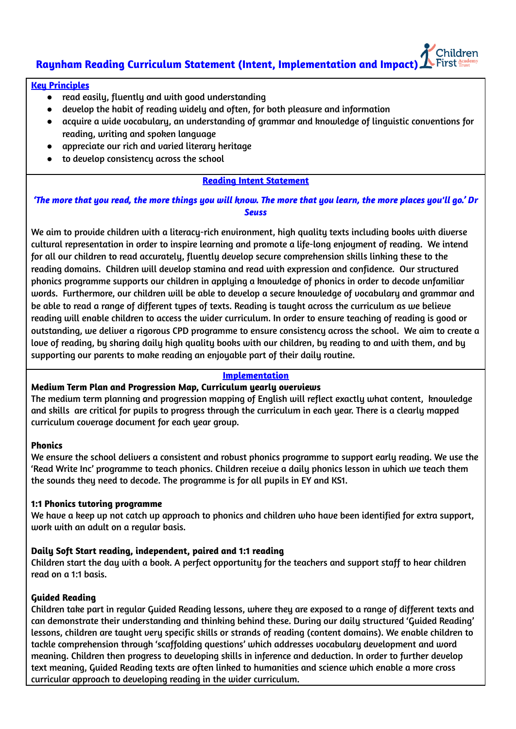# Raynham Reading Curriculum Statement (Intent, Implementation and Impact)

## Key Principles

- read easily, fluently and with good understanding
- develop the habit of reading widely and often, for both pleasure and information
- acquire a wide vocabulary, an understanding of grammar and knowledge of linguistic conventions for reading, writing and spoken language
- appreciate our rich and varied literary heritage
- to develop consistency across the school

## Reading Intent Statement

***'The more that you read, the more things you will know. The more that you learn, the more places you'll go.' Dr Seuss***

We aim to provide children with a literacy-rich environment, high quality texts including books with diverse cultural representation in order to inspire learning and promote a life-long enjoyment of reading. We intend for all our children to read accurately, fluently develop secure comprehension skills linking these to the reading domains. Children will develop stamina and read with expression and confidence. Our structured phonics programme supports our children in applying a knowledge of phonics in order to decode unfamiliar words. Furthermore, our children will be able to develop a secure knowledge of vocabulary and grammar and be able to read a range of different types of texts. Reading is taught across the curriculum as we believe reading will enable children to access the wider curriculum. In order to ensure teaching of reading is good or outstanding, we deliver a rigorous CPD programme to ensure consistency across the school. We aim to create a love of reading, by sharing daily high quality books with our children, by reading to and with them, and by supporting our parents to make reading an enjoyable part of their daily routine.

## Implementation

**Medium Term Plan and Progression Map, Curriculum yearly overviews**

The medium term planning and progression mapping of English will reflect exactly what content, knowledge and skills are critical for pupils to progress through the curriculum in each year. There is a clearly mapped curriculum coverage document for each year group.

**Phonics**

We ensure the school delivers a consistent and robust phonics programme to support early reading. We use the 'Read Write Inc' programme to teach phonics. Children receive a daily phonics lesson in which we teach them the sounds they need to decode. The programme is for all pupils in EY and KS1.

**1:1 Phonics tutoring programme**

We have a keep up not catch up approach to phonics and children who have been identified for extra support, work with an adult on a regular basis.

**Daily Soft Start reading, independent, paired and 1:1 reading**

Children start the day with a book. A perfect opportunity for the teachers and support staff to hear children read on a 1:1 basis.

**Guided Reading**

Children take part in regular Guided Reading lessons, where they are exposed to a range of different texts and can demonstrate their understanding and thinking behind these. During our daily structured 'Guided Reading' lessons, children are taught very specific skills or strands of reading (content domains). We enable children to tackle comprehension through 'scaffolding questions' which addresses vocabulary development and word meaning. Children then progress to developing skills in inference and deduction. In order to further develop text meaning, Guided Reading texts are often linked to humanities and science which enable a more cross curricular approach to developing reading in the wider curriculum.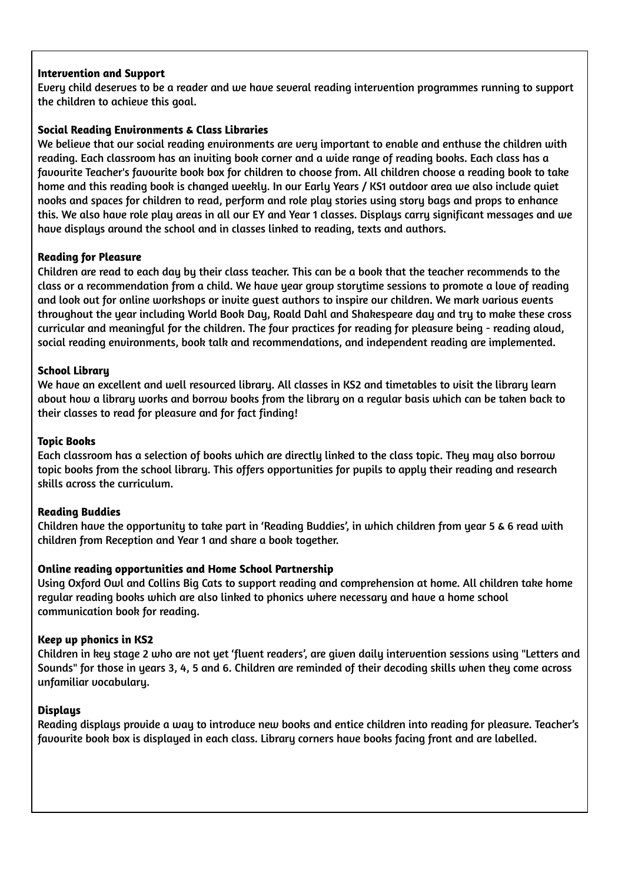**Intervention and Support**
Every child deserves to be a reader and we have several reading intervention programmes running to support the children to achieve this goal.

**Social Reading Environments & Class Libraries**
We believe that our social reading environments are very important to enable and enthuse the children with reading. Each classroom has an inviting book corner and a wide range of reading books. Each class has a favourite Teacher's favourite book box for children to choose from. All children choose a reading book to take home and this reading book is changed weekly. In our Early Years / KS1 outdoor area we also include quiet nooks and spaces for children to read, perform and role play stories using story bags and props to enhance this. We also have role play areas in all our EY and Year 1 classes. Displays carry significant messages and we have displays around the school and in classes linked to reading, texts and authors.

**Reading for Pleasure**
Children are read to each day by their class teacher. This can be a book that the teacher recommends to the class or a recommendation from a child. We have year group storytime sessions to promote a love of reading and look out for online workshops or invite guest authors to inspire our children. We mark various events throughout the year including World Book Day, Roald Dahl and Shakespeare day and try to make these cross curricular and meaningful for the children. The four practices for reading for pleasure being - reading aloud, social reading environments, book talk and recommendations, and independent reading are implemented.

**School Library**
We have an excellent and well resourced library. All classes in KS2 and timetables to visit the library learn about how a library works and borrow books from the library on a regular basis which can be taken back to their classes to read for pleasure and for fact finding!

**Topic Books**
Each classroom has a selection of books which are directly linked to the class topic. They may also borrow topic books from the school library. This offers opportunities for pupils to apply their reading and research skills across the curriculum.

**Reading Buddies**
Children have the opportunity to take part in 'Reading Buddies', in which children from year 5 & 6 read with children from Reception and Year 1 and share a book together.

**Online reading opportunities and Home School Partnership**
Using Oxford Owl and Collins Big Cats to support reading and comprehension at home. All children take home regular reading books which are also linked to phonics where necessary and have a home school communication book for reading.

**Keep up phonics in KS2**
Children in key stage 2 who are not yet 'fluent readers', are given daily intervention sessions using "Letters and Sounds" for those in years 3, 4, 5 and 6. Children are reminded of their decoding skills when they come across unfamiliar vocabulary.

**Displays**
Reading displays provide a way to introduce new books and entice children into reading for pleasure. Teacher's favourite book box is displayed in each class. Library corners have books facing front and are labelled.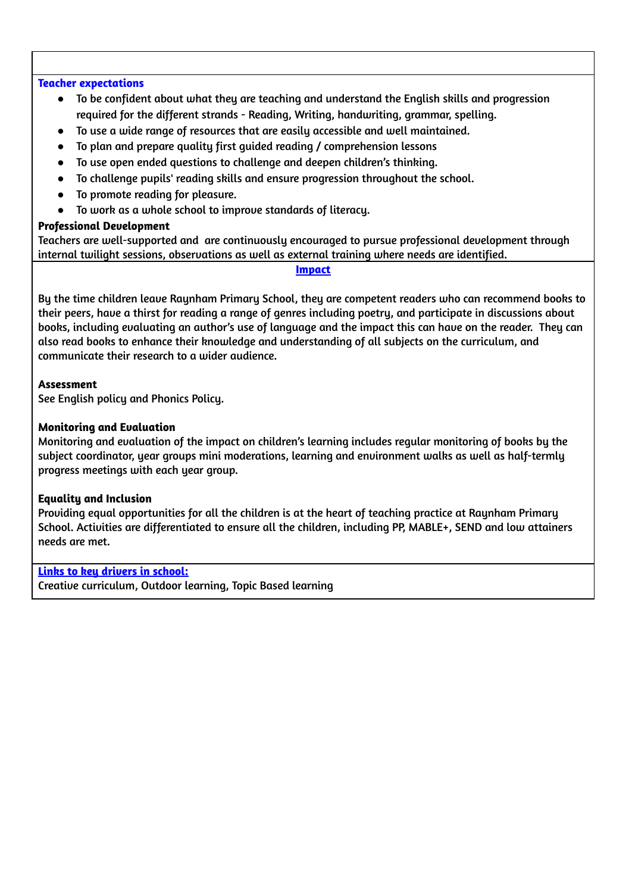**Teacher expectations**

- To be confident about what they are teaching and understand the English skills and progression required for the different strands - Reading, Writing, handwriting, grammar, spelling.
- To use a wide range of resources that are easily accessible and well maintained.
- To plan and prepare quality first guided reading / comprehension lessons
- To use open ended questions to challenge and deepen children's thinking.
- To challenge pupils' reading skills and ensure progression throughout the school.
- To promote reading for pleasure.
- To work as a whole school to improve standards of literacy.

**Professional Development**

Teachers are well-supported and are continuously encouraged to pursue professional development through internal twilight sessions, observations as well as external training where needs are identified.

**Impact**

By the time children leave Raynham Primary School, they are competent readers who can recommend books to their peers, have a thirst for reading a range of genres including poetry, and participate in discussions about books, including evaluating an author's use of language and the impact this can have on the reader. They can also read books to enhance their knowledge and understanding of all subjects on the curriculum, and communicate their research to a wider audience.

**Assessment**

See English policy and Phonics Policy.

**Monitoring and Evaluation**

Monitoring and evaluation of the impact on children's learning includes regular monitoring of books by the subject coordinator, year groups mini moderations, learning and environment walks as well as half-termly progress meetings with each year group.

**Equality and Inclusion**

Providing equal opportunities for all the children is at the heart of teaching practice at Raynham Primary School. Activities are differentiated to ensure all the children, including PP, MABLE+, SEND and low attainers needs are met.

**Links to key drivers in school:**

Creative curriculum, Outdoor learning, Topic Based learning